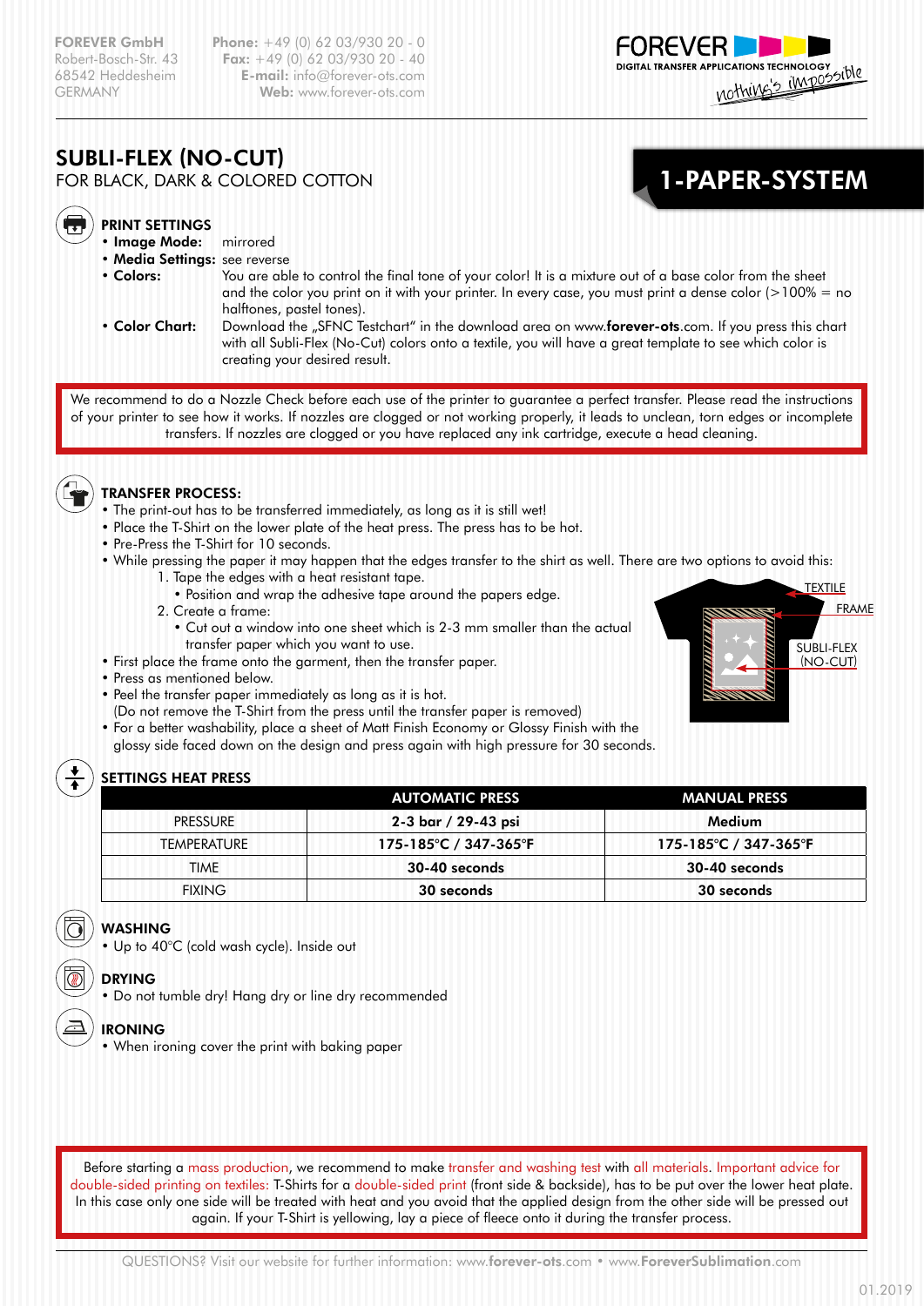FOREVER GmbH
Robert-Bosch-Str. 43
68542 Heddesheim
GERMANY

**Phone:** +49 (0) 62 03/930 20 - 0
**Fax:** +49 (0) 62 03/930 20 - 40
**E-mail:** info@forever-ots.com
**Web:** www.forever-ots.com

FOREVER
DIGITAL TRANSFER APPLICATIONS TECHNOLOGY
nothing's impossible

# SUBLI-FLEX (NO-CUT)

FOR BLACK, DARK & COLORED COTTON

**1-PAPER-SYSTEM**

## PRINT SETTINGS

- **Image Mode:** mirrored
- **Media Settings:** see reverse
- **Colors:** You are able to control the final tone of your color! It is a mixture out of a base color from the sheet and the color you print on it with your printer. In every case, you must print a dense color (>100% = no halftones, pastel tones).
- **Color Chart:** Download the „SFNC Testchart" in the download area on www.**forever-ots**.com. If you press this chart with all Subli-Flex (No-Cut) colors onto a textile, you will have a great template to see which color is creating your desired result.

We recommend to do a Nozzle Check before each use of the printer to guarantee a perfect transfer. Please read the instructions of your printer to see how it works. If nozzles are clogged or not working properly, it leads to unclean, torn edges or incomplete transfers. If nozzles are clogged or you have replaced any ink cartridge, execute a head cleaning.

## TRANSFER PROCESS:

- The print-out has to be transferred immediately, as long as it is still wet!
- Place the T-Shirt on the lower plate of the heat press. The press has to be hot.
- Pre-Press the T-Shirt for 10 seconds.
- While pressing the paper it may happen that the edges transfer to the shirt as well. There are two options to avoid this:
  1. Tape the edges with a heat resistant tape.
     - Position and wrap the adhesive tape around the papers edge.
  2. Create a frame:
     - Cut out a window into one sheet which is 2-3 mm smaller than the actual transfer paper which you want to use.
- First place the frame onto the garment, then the transfer paper.
- Press as mentioned below.
- Peel the transfer paper immediately as long as it is hot.
  (Do not remove the T-Shirt from the press until the transfer paper is removed)
- For a better washability, place a sheet of Matt Finish Economy or Glossy Finish with the glossy side faced down on the design and press again with high pressure for 30 seconds.

TEXTILE
FRAME
SUBLI-FLEX (NO-CUT)

## SETTINGS HEAT PRESS

| | AUTOMATIC PRESS | MANUAL PRESS |
|---|---|---|
| PRESSURE | **2-3 bar / 29-43 psi** | **Medium** |
| TEMPERATURE | **175-185°C / 347-365°F** | **175-185°C / 347-365°F** |
| TIME | **30-40 seconds** | **30-40 seconds** |
| FIXING | **30 seconds** | **30 seconds** |

## WASHING

- Up to 40°C (cold wash cycle). Inside out

## DRYING

- Do not tumble dry! Hang dry or line dry recommended

## IRONING

- When ironing cover the print with baking paper

Before starting a mass production, we recommend to make transfer and washing test with all materials. Important advice for double-sided printing on textiles: T-Shirts for a double-sided print (front side & backside), has to be put over the lower heat plate. In this case only one side will be treated with heat and you avoid that the applied design from the other side will be pressed out again. If your T-Shirt is yellowing, lay a piece of fleece onto it during the transfer process.

QUESTIONS? Visit our website for further information: www.**forever-ots**.com • www.**ForeverSublimation**.com

01.2019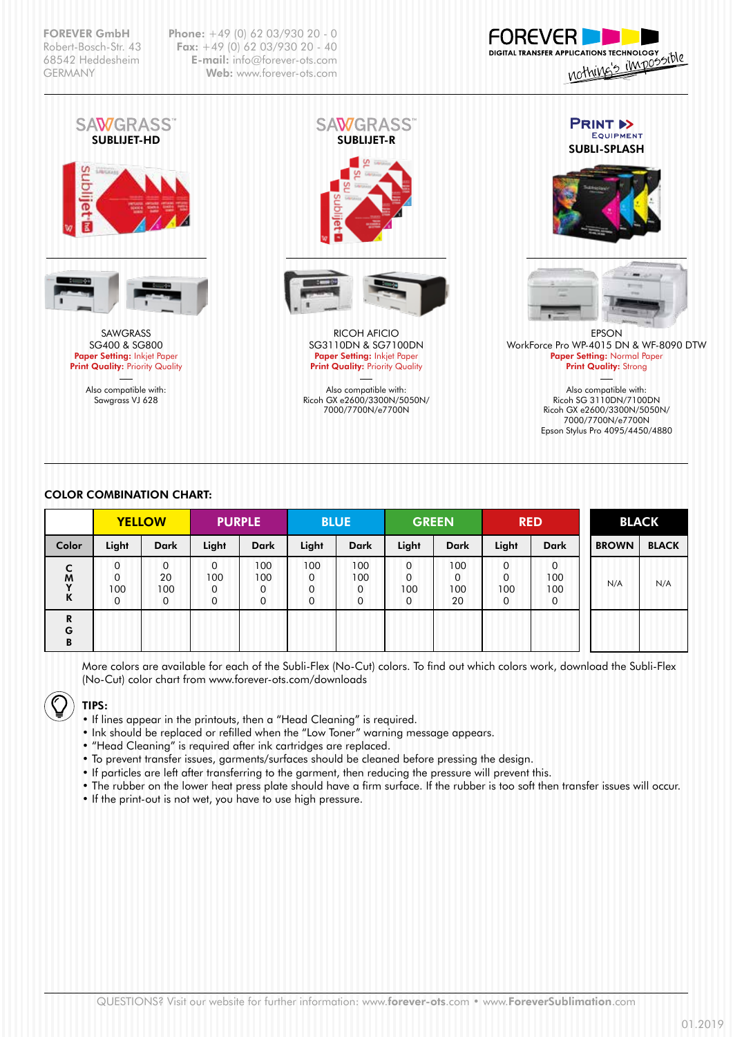FOREVER GmbH
Robert-Bosch-Str. 43
68542 Heddesheim
GERMANY

**Phone:** +49 (0) 62 03/930 20 - 0
**Fax:** +49 (0) 62 03/930 20 - 40
**E-mail:** info@forever-ots.com
**Web:** www.forever-ots.com

FOREVER
DIGITAL TRANSFER APPLICATIONS TECHNOLOGY
nothing's impossible

SAWGRASS
**SUBLIJET-HD**

SAWGRASS
SG400 & SG800
**Paper Setting:** Inkjet Paper
**Print Quality:** Priority Quality

Also compatible with:
Sawgrass VJ 628

SAWGRASS
**SUBLIJET-R**

RICOH AFICIO
SG3110DN & SG7100DN
**Paper Setting:** Inkjet Paper
**Print Quality:** Priority Quality

Also compatible with:
Ricoh GX e2600/3300N/5050N/7000/7700N/e7700N

PRINT EQUIPMENT
**SUBLI-SPLASH**

EPSON
WorkForce Pro WP-4015 DN & WF-8090 DTW
**Paper Setting:** Normal Paper
**Print Quality:** Strong

Also compatible with:
Ricoh SG 3110DN/7100DN
Ricoh GX e2600/3300N/5050N/7000/7700N/e7700N
Epson Stylus Pro 4095/4450/4880

## COLOR COMBINATION CHART:

| | YELLOW | | PURPLE | | BLUE | | GREEN | | RED | | BLACK | |
|---|---|---|---|---|---|---|---|---|---|---|---|---|
| **Color** | **Light** | **Dark** | **Light** | **Dark** | **Light** | **Dark** | **Light** | **Dark** | **Light** | **Dark** | **BROWN** | **BLACK** |
| **C M Y K** | 0 0 100 0 | 0 20 100 0 | 0 100 0 0 | 100 100 0 0 | 100 0 0 0 | 100 100 0 0 | 0 0 100 0 | 100 0 100 20 | 0 0 100 0 | 0 100 100 0 | N/A | N/A |
| **R G B** | | | | | | | | | | | | |

More colors are available for each of the Subli-Flex (No-Cut) colors. To find out which colors work, download the Subli-Flex (No-Cut) color chart from www.forever-ots.com/downloads

**TIPS:**

- If lines appear in the printouts, then a "Head Cleaning" is required.
- Ink should be replaced or refilled when the "Low Toner" warning message appears.
- "Head Cleaning" is required after ink cartridges are replaced.
- To prevent transfer issues, garments/surfaces should be cleaned before pressing the design.
- If particles are left after transferring to the garment, then reducing the pressure will prevent this.
- The rubber on the lower heat press plate should have a firm surface. If the rubber is too soft then transfer issues will occur.
- If the print-out is not wet, you have to use high pressure.

QUESTIONS? Visit our website for further information: www.forever-ots.com • www.ForeverSublimation.com

01.2019